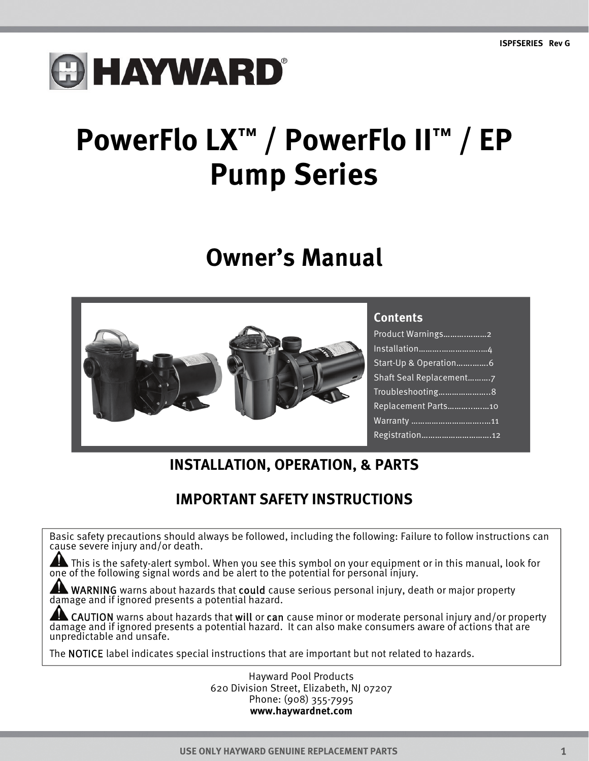ISPFSERIES Rev G

HAYWARD®

# PowerFlo LX™ / PowerFlo II™ / EP Pump Series

# Owner's Manual

### Contents

- Product Warnings……………….2
- Installation……………………….4
- Start-Up & Operation………….6
- Shaft Seal Replacement……….7
- Troubleshooting…………………..8
- Replacement Parts……………10
- Warranty ……………………………11
- Registration…………………………12

## INSTALLATION, OPERATION, & PARTS

## IMPORTANT SAFETY INSTRUCTIONS

Basic safety precautions should always be followed, including the following: Failure to follow instructions can cause severe injury and/or death.

⚠ This is the safety-alert symbol. When you see this symbol on your equipment or in this manual, look for one of the following signal words and be alert to the potential for personal injury.

⚠ WARNING warns about hazards that could cause serious personal injury, death or major property damage and if ignored presents a potential hazard.

⚠ CAUTION warns about hazards that will or can cause minor or moderate personal injury and/or property damage and if ignored presents a potential hazard. It can also make consumers aware of actions that are unpredictable and unsafe.

The NOTICE label indicates special instructions that are important but not related to hazards.

Hayward Pool Products
620 Division Street, Elizabeth, NJ 07207
Phone: (908) 355-7995
**www.haywardnet.com**

USE ONLY HAYWARD GENUINE REPLACEMENT PARTS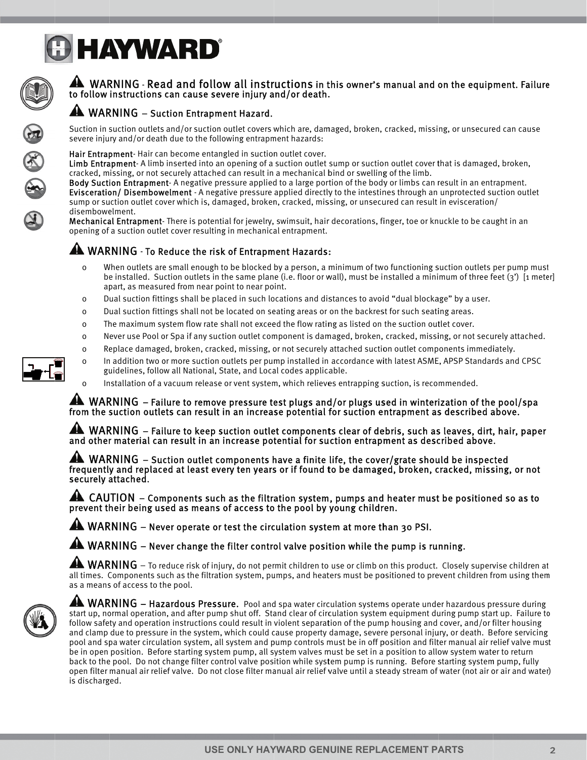⚠ **WARNING - Read and follow all instructions in this owner's manual and on the equipment. Failure to follow instructions can cause severe injury and/or death.**

⚠ **WARNING – Suction Entrapment Hazard.**

Suction in suction outlets and/or suction outlet covers which are, damaged, broken, cracked, missing, or unsecured can cause severe injury and/or death due to the following entrapment hazards:

**Hair Entrapment**- Hair can become entangled in suction outlet cover.
**Limb Entrapment**- A limb inserted into an opening of a suction outlet sump or suction outlet cover that is damaged, broken, cracked, missing, or not securely attached can result in a mechanical bind or swelling of the limb.
**Body Suction Entrapment**- A negative pressure applied to a large portion of the body or limbs can result in an entrapment.
**Evisceration/ Disembowelment** - A negative pressure applied directly to the intestines through an unprotected suction outlet sump or suction outlet cover which is, damaged, broken, cracked, missing, or unsecured can result in evisceration/ disembowelment.
**Mechanical Entrapment**- There is potential for jewelry, swimsuit, hair decorations, finger, toe or knuckle to be caught in an opening of a suction outlet cover resulting in mechanical entrapment.

⚠ **WARNING - To Reduce the risk of Entrapment Hazards:**

- When outlets are small enough to be blocked by a person, a minimum of two functioning suction outlets per pump must be installed. Suction outlets in the same plane (i.e. floor or wall), must be installed a minimum of three feet (3') [1 meter] apart, as measured from near point to near point.
- Dual suction fittings shall be placed in such locations and distances to avoid "dual blockage" by a user.
- Dual suction fittings shall not be located on seating areas or on the backrest for such seating areas.
- The maximum system flow rate shall not exceed the flow rating as listed on the suction outlet cover.
- Never use Pool or Spa if any suction outlet component is damaged, broken, cracked, missing, or not securely attached.
- Replace damaged, broken, cracked, missing, or not securely attached suction outlet components immediately.
- In addition two or more suction outlets per pump installed in accordance with latest ASME, APSP Standards and CPSC guidelines, follow all National, State, and Local codes applicable.
- Installation of a vacuum release or vent system, which relieves entrapping suction, is recommended.

⚠ **WARNING – Failure to remove pressure test plugs and/or plugs used in winterization of the pool/spa from the suction outlets can result in an increase potential for suction entrapment as described above.**

⚠ **WARNING – Failure to keep suction outlet components clear of debris, such as leaves, dirt, hair, paper and other material can result in an increase potential for suction entrapment as described above.**

⚠ **WARNING – Suction outlet components have a finite life, the cover/grate should be inspected frequently and replaced at least every ten years or if found to be damaged, broken, cracked, missing, or not securely attached.**

⚠ **CAUTION – Components such as the filtration system, pumps and heater must be positioned so as to prevent their being used as means of access to the pool by young children.**

⚠ **WARNING – Never operate or test the circulation system at more than 30 PSI.**

⚠ **WARNING – Never change the filter control valve position while the pump is running.**

⚠ **WARNING** – To reduce risk of injury, do not permit children to use or climb on this product. Closely supervise children at all times. Components such as the filtration system, pumps, and heaters must be positioned to prevent children from using them as a means of access to the pool.

⚠ **WARNING – Hazardous Pressure.** Pool and spa water circulation systems operate under hazardous pressure during start up, normal operation, and after pump shut off. Stand clear of circulation system equipment during pump start up. Failure to follow safety and operation instructions could result in violent separation of the pump housing and cover, and/or filter housing and clamp due to pressure in the system, which could cause property damage, severe personal injury, or death. Before servicing pool and spa water circulation system, all system and pump controls must be in off position and filter manual air relief valve must be in open position. Before starting system pump, all system valves must be set in a position to allow system water to return back to the pool. Do not change filter control valve position while system pump is running. Before starting system pump, fully open filter manual air relief valve. Do not close filter manual air relief valve until a steady stream of water (not air or air and water) is discharged.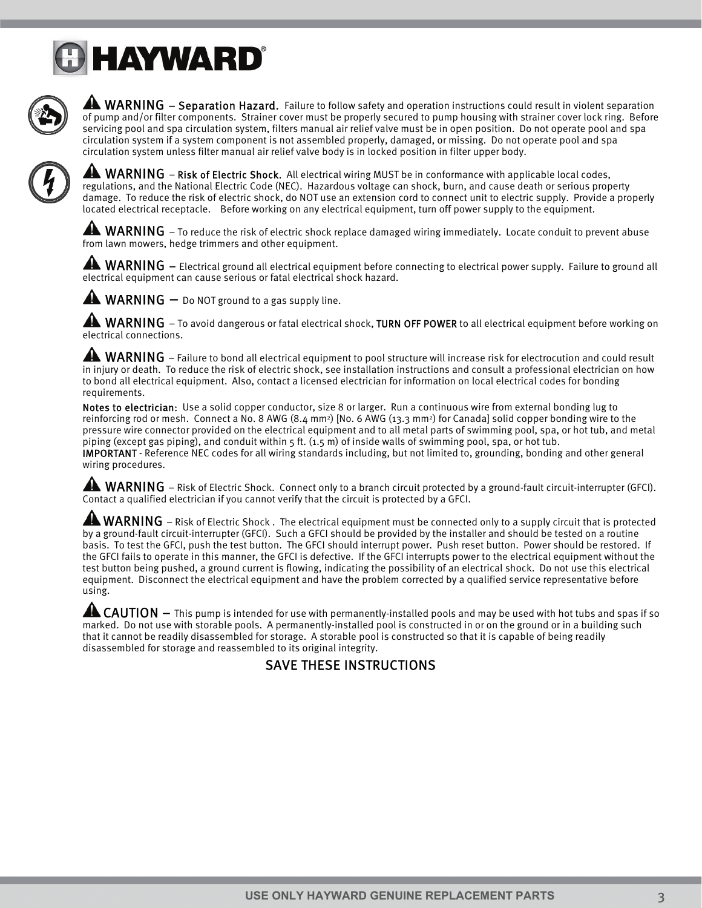**⚠ WARNING – Separation Hazard.** Failure to follow safety and operation instructions could result in violent separation of pump and/or filter components. Strainer cover must be properly secured to pump housing with strainer cover lock ring. Before servicing pool and spa circulation system, filters manual air relief valve must be in open position. Do not operate pool and spa circulation system if a system component is not assembled properly, damaged, or missing. Do not operate pool and spa circulation system unless filter manual air relief valve body is in locked position in filter upper body.

**⚠ WARNING – Risk of Electric Shock.** All electrical wiring MUST be in conformance with applicable local codes, regulations, and the National Electric Code (NEC). Hazardous voltage can shock, burn, and cause death or serious property damage. To reduce the risk of electric shock, do NOT use an extension cord to connect unit to electric supply. Provide a properly located electrical receptacle. Before working on any electrical equipment, turn off power supply to the equipment.

**⚠ WARNING** – To reduce the risk of electric shock replace damaged wiring immediately. Locate conduit to prevent abuse from lawn mowers, hedge trimmers and other equipment.

**⚠ WARNING** – Electrical ground all electrical equipment before connecting to electrical power supply. Failure to ground all electrical equipment can cause serious or fatal electrical shock hazard.

**⚠ WARNING** – Do NOT ground to a gas supply line.

**⚠ WARNING** – To avoid dangerous or fatal electrical shock, **TURN OFF POWER** to all electrical equipment before working on electrical connections.

**⚠ WARNING** – Failure to bond all electrical equipment to pool structure will increase risk for electrocution and could result in injury or death. To reduce the risk of electric shock, see installation instructions and consult a professional electrician on how to bond all electrical equipment. Also, contact a licensed electrician for information on local electrical codes for bonding requirements.

**Notes to electrician:** Use a solid copper conductor, size 8 or larger. Run a continuous wire from external bonding lug to reinforcing rod or mesh. Connect a No. 8 AWG (8.4 mm$^2$) [No. 6 AWG (13.3 mm$^2$) for Canada] solid copper bonding wire to the pressure wire connector provided on the electrical equipment and to all metal parts of swimming pool, spa, or hot tub, and metal piping (except gas piping), and conduit within 5 ft. (1.5 m) of inside walls of swimming pool, spa, or hot tub.

**IMPORTANT** - Reference NEC codes for all wiring standards including, but not limited to, grounding, bonding and other general wiring procedures.

**⚠ WARNING** – Risk of Electric Shock. Connect only to a branch circuit protected by a ground-fault circuit-interrupter (GFCI). Contact a qualified electrician if you cannot verify that the circuit is protected by a GFCI.

**⚠ WARNING** – Risk of Electric Shock . The electrical equipment must be connected only to a supply circuit that is protected by a ground-fault circuit-interrupter (GFCI). Such a GFCI should be provided by the installer and should be tested on a routine basis. To test the GFCI, push the test button. The GFCI should interrupt power. Push reset button. Power should be restored. If the GFCI fails to operate in this manner, the GFCI is defective. If the GFCI interrupts power to the electrical equipment without the test button being pushed, a ground current is flowing, indicating the possibility of an electrical shock. Do not use this electrical equipment. Disconnect the electrical equipment and have the problem corrected by a qualified service representative before using.

**⚠ CAUTION** – This pump is intended for use with permanently-installed pools and may be used with hot tubs and spas if so marked. Do not use with storable pools. A permanently-installed pool is constructed in or on the ground or in a building such that it cannot be readily disassembled for storage. A storable pool is constructed so that it is capable of being readily disassembled for storage and reassembled to its original integrity.

**SAVE THESE INSTRUCTIONS**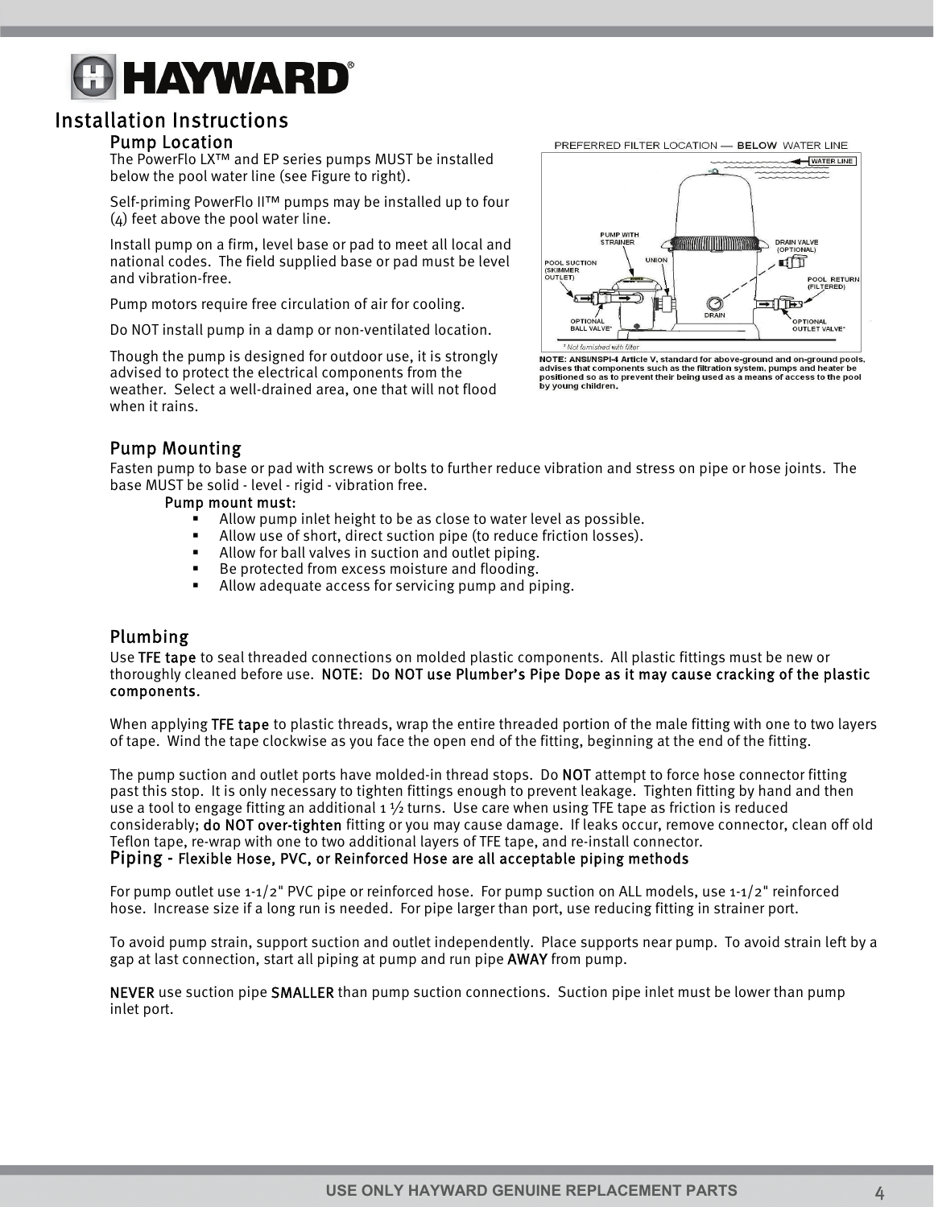# Installation Instructions

## Pump Location

The PowerFlo LX™ and EP series pumps MUST be installed below the pool water line (see Figure to right).

Self-priming PowerFlo II™ pumps may be installed up to four (4) feet above the pool water line.

Install pump on a firm, level base or pad to meet all local and national codes. The field supplied base or pad must be level and vibration-free.

Pump motors require free circulation of air for cooling.

Do NOT install pump in a damp or non-ventilated location.

Though the pump is designed for outdoor use, it is strongly advised to protect the electrical components from the weather. Select a well-drained area, one that will not flood when it rains.

PREFERRED FILTER LOCATION — **BELOW** WATER LINE

**NOTE: ANSI/NSPI-4 Article V, standard for above-ground and on-ground pools, advises that components such as the filtration system, pumps and heater be positioned so as to prevent their being used as a means of access to the pool by young children.**

## Pump Mounting

Fasten pump to base or pad with screws or bolts to further reduce vibration and stress on pipe or hose joints. The base MUST be solid - level - rigid - vibration free.

**Pump mount must:**

- Allow pump inlet height to be as close to water level as possible.
- Allow use of short, direct suction pipe (to reduce friction losses).
- Allow for ball valves in suction and outlet piping.
- Be protected from excess moisture and flooding.
- Allow adequate access for servicing pump and piping.

## Plumbing

Use **TFE tape** to seal threaded connections on molded plastic components. All plastic fittings must be new or thoroughly cleaned before use. **NOTE: Do NOT use Plumber's Pipe Dope as it may cause cracking of the plastic components.**

When applying **TFE tape** to plastic threads, wrap the entire threaded portion of the male fitting with one to two layers of tape. Wind the tape clockwise as you face the open end of the fitting, beginning at the end of the fitting.

The pump suction and outlet ports have molded-in thread stops. Do **NOT** attempt to force hose connector fitting past this stop. It is only necessary to tighten fittings enough to prevent leakage. Tighten fitting by hand and then use a tool to engage fitting an additional 1 ½ turns. Use care when using TFE tape as friction is reduced considerably; **do NOT over-tighten** fitting or you may cause damage. If leaks occur, remove connector, clean off old Teflon tape, re-wrap with one to two additional layers of TFE tape, and re-install connector.

## Piping - Flexible Hose, PVC, or Reinforced Hose are all acceptable piping methods

For pump outlet use 1-1/2" PVC pipe or reinforced hose. For pump suction on ALL models, use 1-1/2" reinforced hose. Increase size if a long run is needed. For pipe larger than port, use reducing fitting in strainer port.

To avoid pump strain, support suction and outlet independently. Place supports near pump. To avoid strain left by a gap at last connection, start all piping at pump and run pipe **AWAY** from pump.

**NEVER** use suction pipe **SMALLER** than pump suction connections. Suction pipe inlet must be lower than pump inlet port.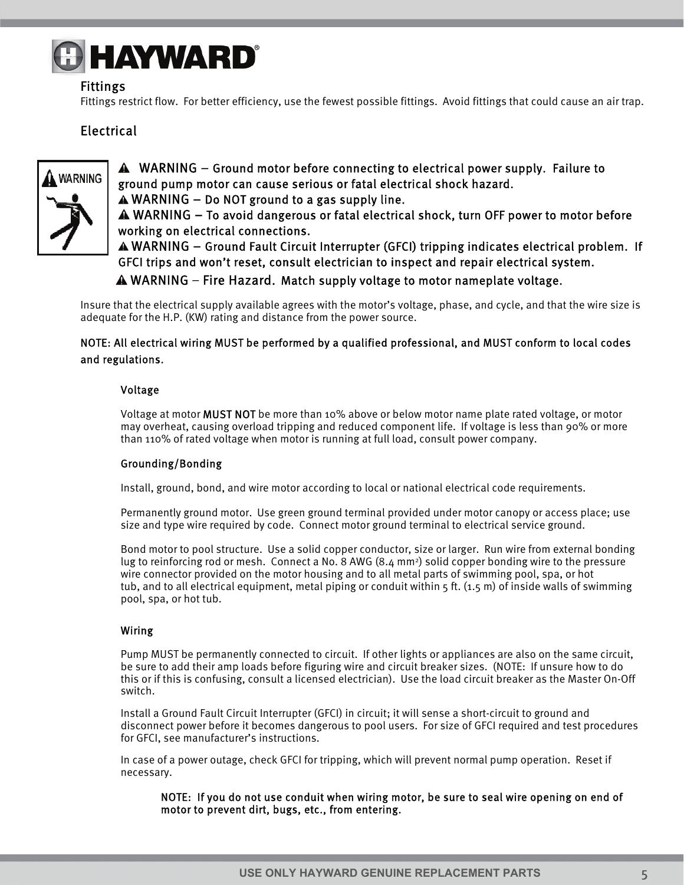## Fittings

Fittings restrict flow. For better efficiency, use the fewest possible fittings. Avoid fittings that could cause an air trap.

## Electrical

⚠ **WARNING** – Ground motor before connecting to electrical power supply. Failure to ground pump motor can cause serious or fatal electrical shock hazard.

⚠ **WARNING** – Do NOT ground to a gas supply line.

⚠ **WARNING** – To avoid dangerous or fatal electrical shock, turn OFF power to motor before working on electrical connections.

⚠ **WARNING** – Ground Fault Circuit Interrupter (GFCI) tripping indicates electrical problem. If GFCI trips and won't reset, consult electrician to inspect and repair electrical system.

⚠ **WARNING** – Fire Hazard. Match supply voltage to motor nameplate voltage.

Insure that the electrical supply available agrees with the motor's voltage, phase, and cycle, and that the wire size is adequate for the H.P. (KW) rating and distance from the power source.

**NOTE: All electrical wiring MUST be performed by a qualified professional, and MUST conform to local codes and regulations.**

### Voltage

Voltage at motor **MUST NOT** be more than 10% above or below motor name plate rated voltage, or motor may overheat, causing overload tripping and reduced component life. If voltage is less than 90% or more than 110% of rated voltage when motor is running at full load, consult power company.

### Grounding/Bonding

Install, ground, bond, and wire motor according to local or national electrical code requirements.

Permanently ground motor. Use green ground terminal provided under motor canopy or access place; use size and type wire required by code. Connect motor ground terminal to electrical service ground.

Bond motor to pool structure. Use a solid copper conductor, size or larger. Run wire from external bonding lug to reinforcing rod or mesh. Connect a No. 8 AWG (8.4 $mm^2$) solid copper bonding wire to the pressure wire connector provided on the motor housing and to all metal parts of swimming pool, spa, or hot tub, and to all electrical equipment, metal piping or conduit within 5 ft. (1.5 m) of inside walls of swimming pool, spa, or hot tub.

### Wiring

Pump MUST be permanently connected to circuit. If other lights or appliances are also on the same circuit, be sure to add their amp loads before figuring wire and circuit breaker sizes. (NOTE: If unsure how to do this or if this is confusing, consult a licensed electrician). Use the load circuit breaker as the Master On-Off switch.

Install a Ground Fault Circuit Interrupter (GFCI) in circuit; it will sense a short-circuit to ground and disconnect power before it becomes dangerous to pool users. For size of GFCI required and test procedures for GFCI, see manufacturer's instructions.

In case of a power outage, check GFCI for tripping, which will prevent normal pump operation. Reset if necessary.

**NOTE: If you do not use conduit when wiring motor, be sure to seal wire opening on end of motor to prevent dirt, bugs, etc., from entering.**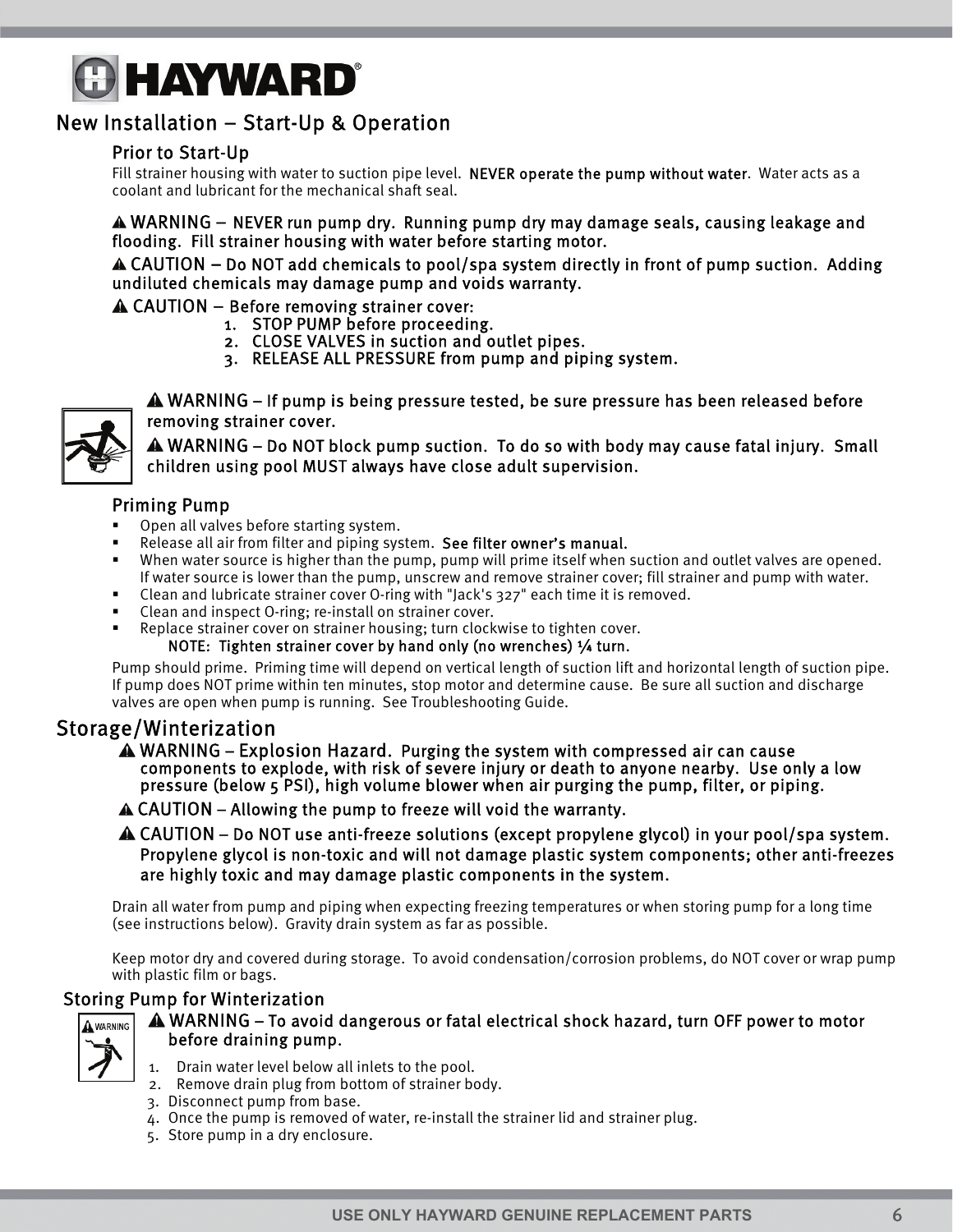# New Installation – Start-Up & Operation

## Prior to Start-Up

Fill strainer housing with water to suction pipe level. **NEVER operate the pump without water**. Water acts as a coolant and lubricant for the mechanical shaft seal.

**⚠ WARNING – NEVER run pump dry. Running pump dry may damage seals, causing leakage and flooding. Fill strainer housing with water before starting motor.**

**⚠ CAUTION – Do NOT add chemicals to pool/spa system directly in front of pump suction. Adding undiluted chemicals may damage pump and voids warranty.**

**⚠ CAUTION – Before removing strainer cover:**

1. **STOP PUMP before proceeding.**
2. **CLOSE VALVES in suction and outlet pipes.**
3. **RELEASE ALL PRESSURE from pump and piping system.**

**⚠ WARNING – If pump is being pressure tested, be sure pressure has been released before removing strainer cover.**

**⚠ WARNING – Do NOT block pump suction. To do so with body may cause fatal injury. Small children using pool MUST always have close adult supervision.**

## Priming Pump

- Open all valves before starting system.
- Release all air from filter and piping system. **See filter owner's manual.**
- When water source is higher than the pump, pump will prime itself when suction and outlet valves are opened. If water source is lower than the pump, unscrew and remove strainer cover; fill strainer and pump with water.
- Clean and lubricate strainer cover O-ring with "Jack's 327" each time it is removed.
- Clean and inspect O-ring; re-install on strainer cover.
- Replace strainer cover on strainer housing; turn clockwise to tighten cover.

  **NOTE: Tighten strainer cover by hand only (no wrenches) ¼ turn.**

Pump should prime. Priming time will depend on vertical length of suction lift and horizontal length of suction pipe. If pump does NOT prime within ten minutes, stop motor and determine cause. Be sure all suction and discharge valves are open when pump is running. See Troubleshooting Guide.

# Storage/Winterization

**⚠ WARNING – Explosion Hazard. Purging the system with compressed air can cause components to explode, with risk of severe injury or death to anyone nearby. Use only a low pressure (below 5 PSI), high volume blower when air purging the pump, filter, or piping.**

**⚠ CAUTION – Allowing the pump to freeze will void the warranty.**

**⚠ CAUTION – Do NOT use anti-freeze solutions (except propylene glycol) in your pool/spa system. Propylene glycol is non-toxic and will not damage plastic system components; other anti-freezes are highly toxic and may damage plastic components in the system.**

Drain all water from pump and piping when expecting freezing temperatures or when storing pump for a long time (see instructions below). Gravity drain system as far as possible.

Keep motor dry and covered during storage. To avoid condensation/corrosion problems, do NOT cover or wrap pump with plastic film or bags.

## Storing Pump for Winterization

**⚠ WARNING – To avoid dangerous or fatal electrical shock hazard, turn OFF power to motor before draining pump.**

1. Drain water level below all inlets to the pool.
2. Remove drain plug from bottom of strainer body.
3. Disconnect pump from base.
4. Once the pump is removed of water, re-install the strainer lid and strainer plug.
5. Store pump in a dry enclosure.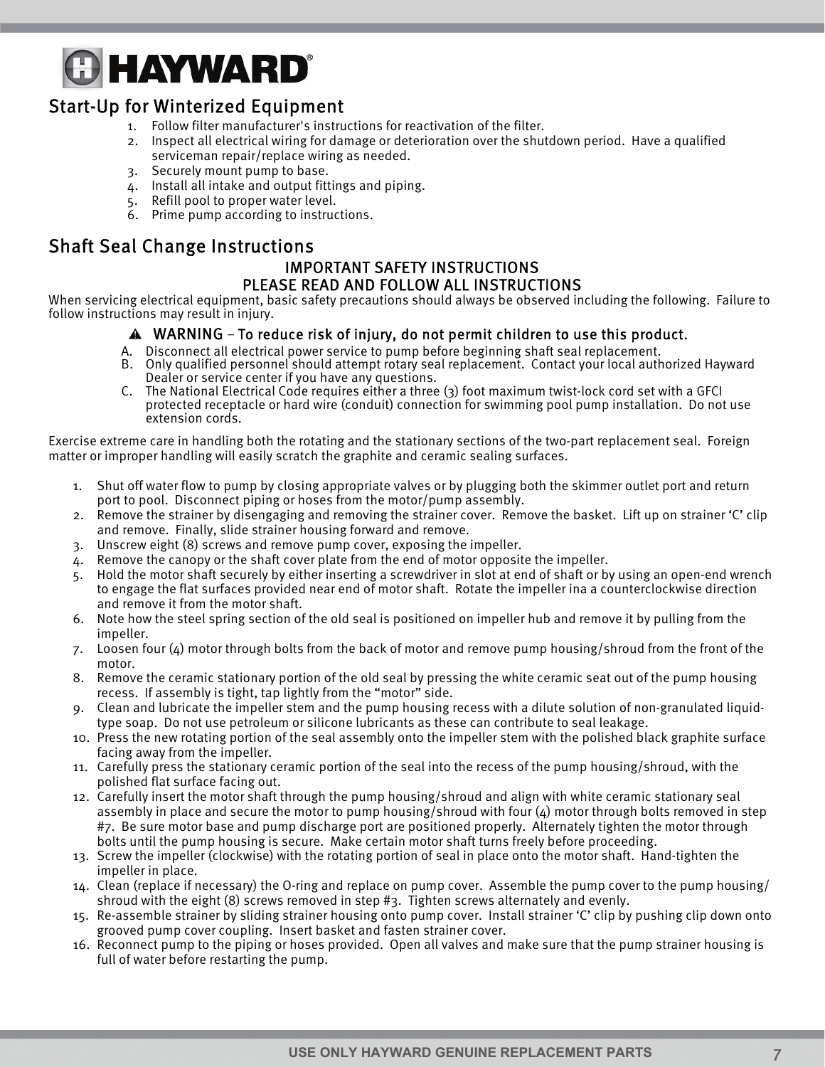HAYWARD®

## Start-Up for Winterized Equipment

1. Follow filter manufacturer's instructions for reactivation of the filter.
2. Inspect all electrical wiring for damage or deterioration over the shutdown period. Have a qualified serviceman repair/replace wiring as needed.
3. Securely mount pump to base.
4. Install all intake and output fittings and piping.
5. Refill pool to proper water level.
6. Prime pump according to instructions.

## Shaft Seal Change Instructions

### IMPORTANT SAFETY INSTRUCTIONS
### PLEASE READ AND FOLLOW ALL INSTRUCTIONS

When servicing electrical equipment, basic safety precautions should always be observed including the following. Failure to follow instructions may result in injury.

⚠ WARNING – To reduce risk of injury, do not permit children to use this product.

A. Disconnect all electrical power service to pump before beginning shaft seal replacement.
B. Only qualified personnel should attempt rotary seal replacement. Contact your local authorized Hayward Dealer or service center if you have any questions.
C. The National Electrical Code requires either a three (3) foot maximum twist-lock cord set with a GFCI protected receptacle or hard wire (conduit) connection for swimming pool pump installation. Do not use extension cords.

Exercise extreme care in handling both the rotating and the stationary sections of the two-part replacement seal. Foreign matter or improper handling will easily scratch the graphite and ceramic sealing surfaces.

1. Shut off water flow to pump by closing appropriate valves or by plugging both the skimmer outlet port and return port to pool. Disconnect piping or hoses from the motor/pump assembly.
2. Remove the strainer by disengaging and removing the strainer cover. Remove the basket. Lift up on strainer 'C' clip and remove. Finally, slide strainer housing forward and remove.
3. Unscrew eight (8) screws and remove pump cover, exposing the impeller.
4. Remove the canopy or the shaft cover plate from the end of motor opposite the impeller.
5. Hold the motor shaft securely by either inserting a screwdriver in slot at end of shaft or by using an open-end wrench to engage the flat surfaces provided near end of motor shaft. Rotate the impeller ina a counterclockwise direction and remove it from the motor shaft.
6. Note how the steel spring section of the old seal is positioned on impeller hub and remove it by pulling from the impeller.
7. Loosen four (4) motor through bolts from the back of motor and remove pump housing/shroud from the front of the motor.
8. Remove the ceramic stationary portion of the old seal by pressing the white ceramic seat out of the pump housing recess. If assembly is tight, tap lightly from the "motor" side.
9. Clean and lubricate the impeller stem and the pump housing recess with a dilute solution of non-granulated liquid-type soap. Do not use petroleum or silicone lubricants as these can contribute to seal leakage.
10. Press the new rotating portion of the seal assembly onto the impeller stem with the polished black graphite surface facing away from the impeller.
11. Carefully press the stationary ceramic portion of the seal into the recess of the pump housing/shroud, with the polished flat surface facing out.
12. Carefully insert the motor shaft through the pump housing/shroud and align with white ceramic stationary seal assembly in place and secure the motor to pump housing/shroud with four (4) motor through bolts removed in step #7. Be sure motor base and pump discharge port are positioned properly. Alternately tighten the motor through bolts until the pump housing is secure. Make certain motor shaft turns freely before proceeding.
13. Screw the impeller (clockwise) with the rotating portion of seal in place onto the motor shaft. Hand-tighten the impeller in place.
14. Clean (replace if necessary) the O-ring and replace on pump cover. Assemble the pump cover to the pump housing/shroud with the eight (8) screws removed in step #3. Tighten screws alternately and evenly.
15. Re-assemble strainer by sliding strainer housing onto pump cover. Install strainer 'C' clip by pushing clip down onto grooved pump cover coupling. Insert basket and fasten strainer cover.
16. Reconnect pump to the piping or hoses provided. Open all valves and make sure that the pump strainer housing is full of water before restarting the pump.

USE ONLY HAYWARD GENUINE REPLACEMENT PARTS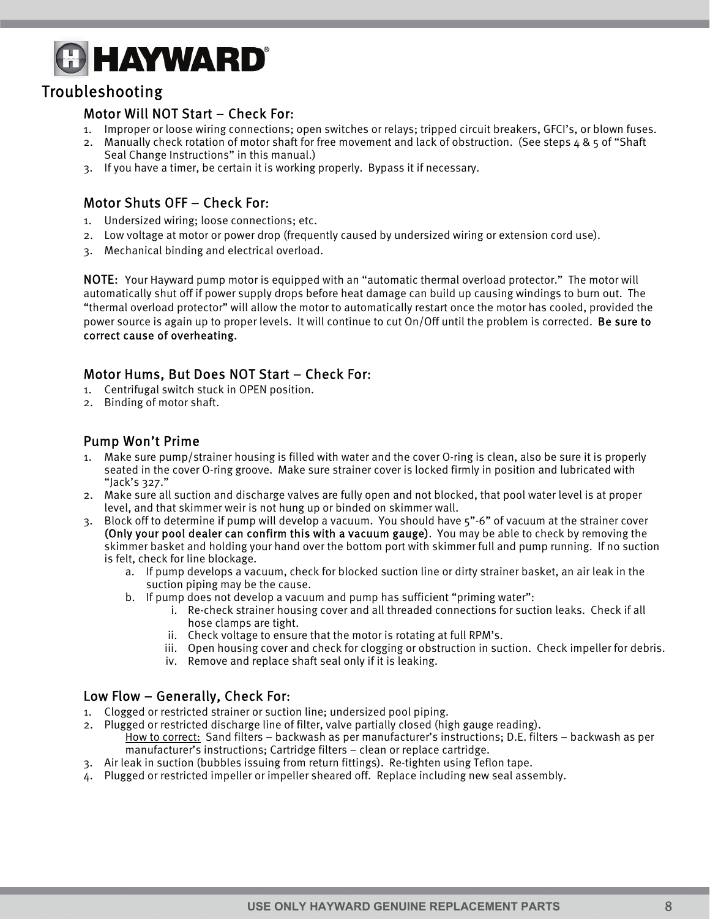# Troubleshooting

## Motor Will NOT Start – Check For:

1. Improper or loose wiring connections; open switches or relays; tripped circuit breakers, GFCI's, or blown fuses.
2. Manually check rotation of motor shaft for free movement and lack of obstruction. (See steps 4 & 5 of "Shaft Seal Change Instructions" in this manual.)
3. If you have a timer, be certain it is working properly. Bypass it if necessary.

## Motor Shuts OFF – Check For:

1. Undersized wiring; loose connections; etc.
2. Low voltage at motor or power drop (frequently caused by undersized wiring or extension cord use).
3. Mechanical binding and electrical overload.

**NOTE:** Your Hayward pump motor is equipped with an "automatic thermal overload protector." The motor will automatically shut off if power supply drops before heat damage can build up causing windings to burn out. The "thermal overload protector" will allow the motor to automatically restart once the motor has cooled, provided the power source is again up to proper levels. It will continue to cut On/Off until the problem is corrected. **Be sure to correct cause of overheating.**

## Motor Hums, But Does NOT Start – Check For:

1. Centrifugal switch stuck in OPEN position.
2. Binding of motor shaft.

## Pump Won't Prime

1. Make sure pump/strainer housing is filled with water and the cover O-ring is clean, also be sure it is properly seated in the cover O-ring groove. Make sure strainer cover is locked firmly in position and lubricated with "Jack's 327."
2. Make sure all suction and discharge valves are fully open and not blocked, that pool water level is at proper level, and that skimmer weir is not hung up or binded on skimmer wall.
3. Block off to determine if pump will develop a vacuum. You should have 5"-6" of vacuum at the strainer cover **(Only your pool dealer can confirm this with a vacuum gauge)**. You may be able to check by removing the skimmer basket and holding your hand over the bottom port with skimmer full and pump running. If no suction is felt, check for line blockage.
   a. If pump develops a vacuum, check for blocked suction line or dirty strainer basket, an air leak in the suction piping may be the cause.
   b. If pump does not develop a vacuum and pump has sufficient "priming water":
      i. Re-check strainer housing cover and all threaded connections for suction leaks. Check if all hose clamps are tight.
      ii. Check voltage to ensure that the motor is rotating at full RPM's.
      iii. Open housing cover and check for clogging or obstruction in suction. Check impeller for debris.
      iv. Remove and replace shaft seal only if it is leaking.

## Low Flow – Generally, Check For:

1. Clogged or restricted strainer or suction line; undersized pool piping.
2. Plugged or restricted discharge line of filter, valve partially closed (high gauge reading).
   How to correct: Sand filters – backwash as per manufacturer's instructions; D.E. filters – backwash as per manufacturer's instructions; Cartridge filters – clean or replace cartridge.
3. Air leak in suction (bubbles issuing from return fittings). Re-tighten using Teflon tape.
4. Plugged or restricted impeller or impeller sheared off. Replace including new seal assembly.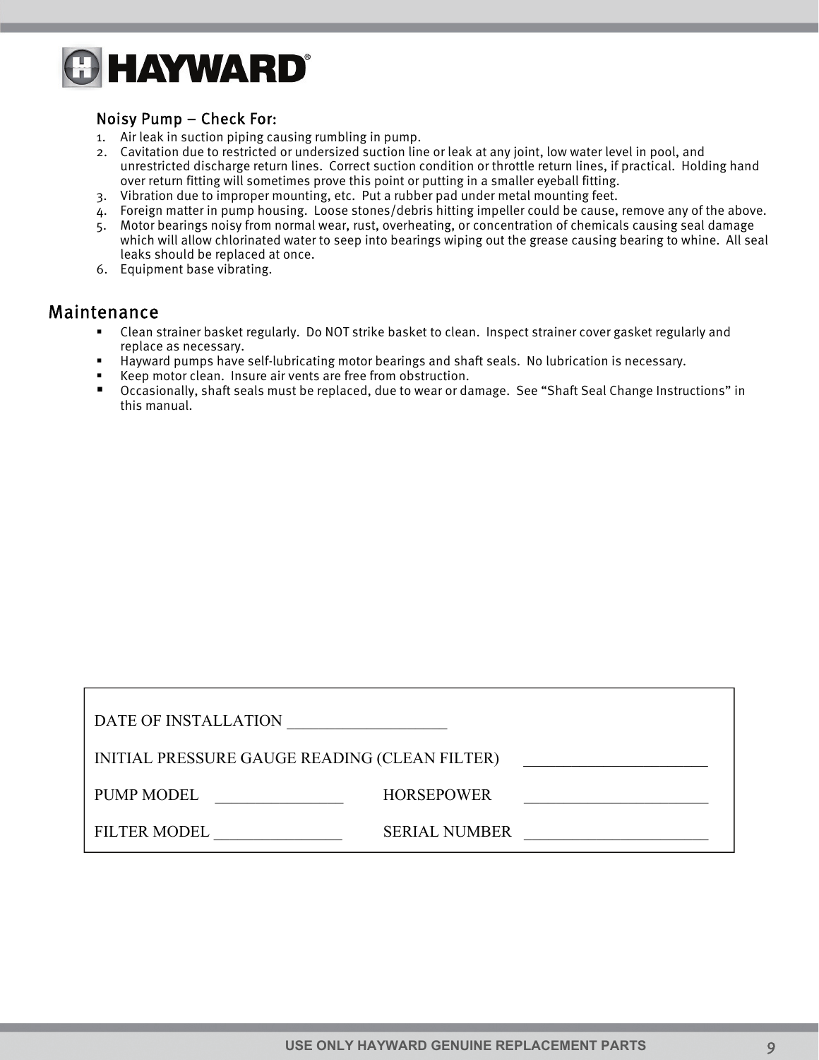### Noisy Pump – Check For:

1. Air leak in suction piping causing rumbling in pump.
2. Cavitation due to restricted or undersized suction line or leak at any joint, low water level in pool, and unrestricted discharge return lines. Correct suction condition or throttle return lines, if practical. Holding hand over return fitting will sometimes prove this point or putting in a smaller eyeball fitting.
3. Vibration due to improper mounting, etc. Put a rubber pad under metal mounting feet.
4. Foreign matter in pump housing. Loose stones/debris hitting impeller could be cause, remove any of the above.
5. Motor bearings noisy from normal wear, rust, overheating, or concentration of chemicals causing seal damage which will allow chlorinated water to seep into bearings wiping out the grease causing bearing to whine. All seal leaks should be replaced at once.
6. Equipment base vibrating.

## Maintenance

- Clean strainer basket regularly. Do NOT strike basket to clean. Inspect strainer cover gasket regularly and replace as necessary.
- Hayward pumps have self-lubricating motor bearings and shaft seals. No lubrication is necessary.
- Keep motor clean. Insure air vents are free from obstruction.
- Occasionally, shaft seals must be replaced, due to wear or damage. See "Shaft Seal Change Instructions" in this manual.

DATE OF INSTALLATION ____________________

INITIAL PRESSURE GAUGE READING (CLEAN FILTER) ______________________

PUMP MODEL ________________ HORSEPOWER ______________________

FILTER MODEL ________________ SERIAL NUMBER ______________________

USE ONLY HAYWARD GENUINE REPLACEMENT PARTS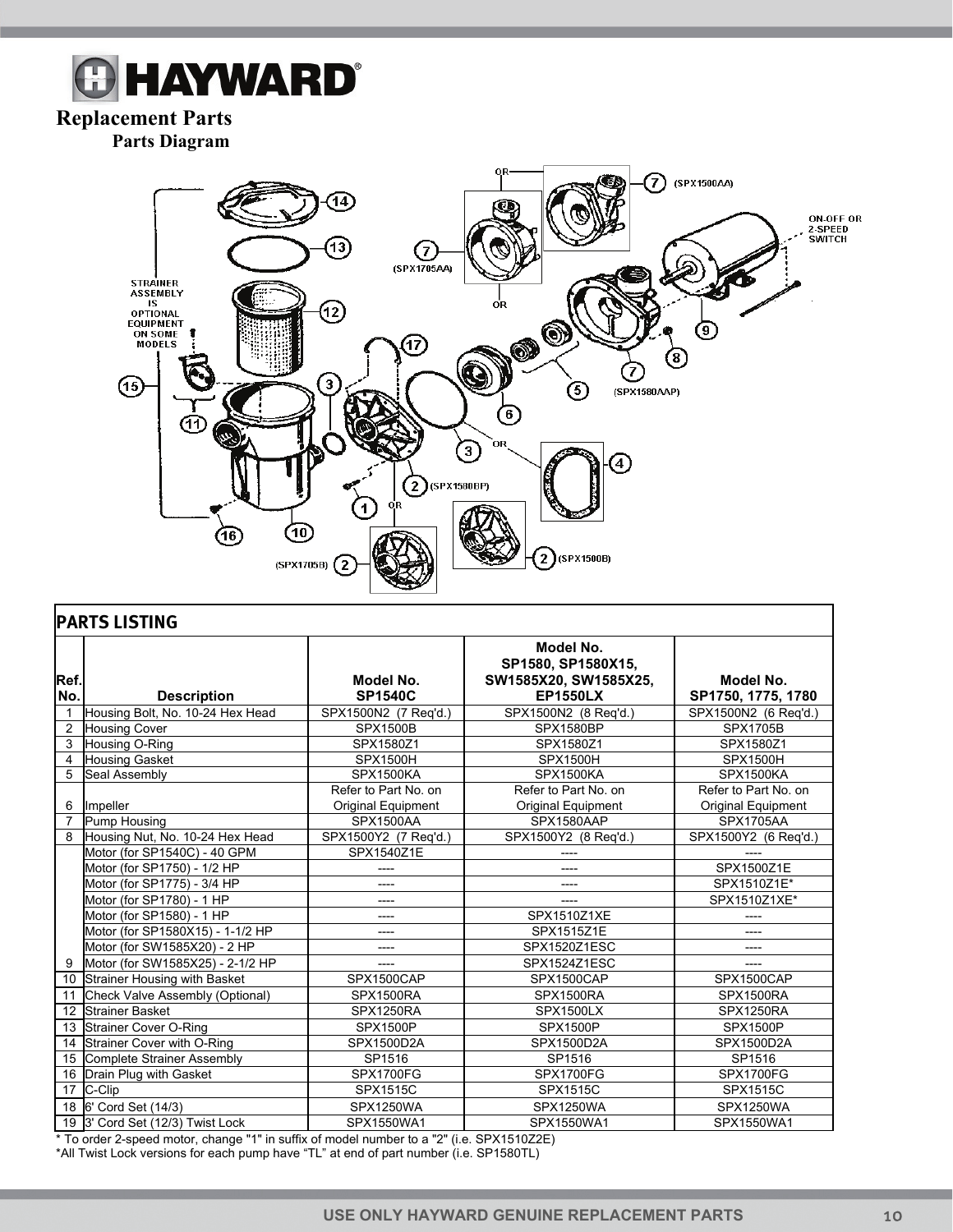# Replacement Parts

## Parts Diagram

## PARTS LISTING

| Ref. No. | Description | Model No. SP1540C | Model No. SP1580, SP1580X15, SW1585X20, SW1585X25, EP1550LX | Model No. SP1750, 1775, 1780 |
|---|---|---|---|---|
| 1 | Housing Bolt, No. 10-24 Hex Head | SPX1500N2 (7 Req'd.) | SPX1500N2 (8 Req'd.) | SPX1500N2 (6 Req'd.) |
| 2 | Housing Cover | SPX1500B | SPX1580BP | SPX1705B |
| 3 | Housing O-Ring | SPX1580Z1 | SPX1580Z1 | SPX1580Z1 |
| 4 | Housing Gasket | SPX1500H | SPX1500H | SPX1500H |
| 5 | Seal Assembly | SPX1500KA | SPX1500KA | SPX1500KA |
| 6 | Impeller | Refer to Part No. on Original Equipment | Refer to Part No. on Original Equipment | Refer to Part No. on Original Equipment |
| 7 | Pump Housing | SPX1500AA | SPX1580AAP | SPX1705AA |
| 8 | Housing Nut, No. 10-24 Hex Head | SPX1500Y2 (7 Req'd.) | SPX1500Y2 (8 Req'd.) | SPX1500Y2 (6 Req'd.) |
| | Motor (for SP1540C) - 40 GPM | SPX1540Z1E | ---- | ---- |
| | Motor (for SP1750) - 1/2 HP | ---- | ---- | SPX1500Z1E |
| | Motor (for SP1775) - 3/4 HP | ---- | ---- | SPX1510Z1E* |
| | Motor (for SP1780) - 1 HP | ---- | ---- | SPX1510Z1XE* |
| | Motor (for SP1580) - 1 HP | ---- | SPX1510Z1XE | ---- |
| | Motor (for SP1580X15) - 1-1/2 HP | ---- | SPX1515Z1E | ---- |
| | Motor (for SW1585X20) - 2 HP | ---- | SPX1520Z1ESC | ---- |
| 9 | Motor (for SW1585X25) - 2-1/2 HP | ---- | SPX1524Z1ESC | ---- |
| 10 | Strainer Housing with Basket | SPX1500CAP | SPX1500CAP | SPX1500CAP |
| 11 | Check Valve Assembly (Optional) | SPX1500RA | SPX1500RA | SPX1500RA |
| 12 | Strainer Basket | SPX1250RA | SPX1500LX | SPX1250RA |
| 13 | Strainer Cover O-Ring | SPX1500P | SPX1500P | SPX1500P |
| 14 | Strainer Cover with O-Ring | SPX1500D2A | SPX1500D2A | SPX1500D2A |
| 15 | Complete Strainer Assembly | SP1516 | SP1516 | SP1516 |
| 16 | Drain Plug with Gasket | SPX1700FG | SPX1700FG | SPX1700FG |
| 17 | C-Clip | SPX1515C | SPX1515C | SPX1515C |
| 18 | 6' Cord Set (14/3) | SPX1250WA | SPX1250WA | SPX1250WA |
| 19 | 3' Cord Set (12/3) Twist Lock | SPX1550WA1 | SPX1550WA1 | SPX1550WA1 |

* To order 2-speed motor, change "1" in suffix of model number to a "2" (i.e. SPX1510Z2E)

*All Twist Lock versions for each pump have "TL" at end of part number (i.e. SP1580TL)

USE ONLY HAYWARD GENUINE REPLACEMENT PARTS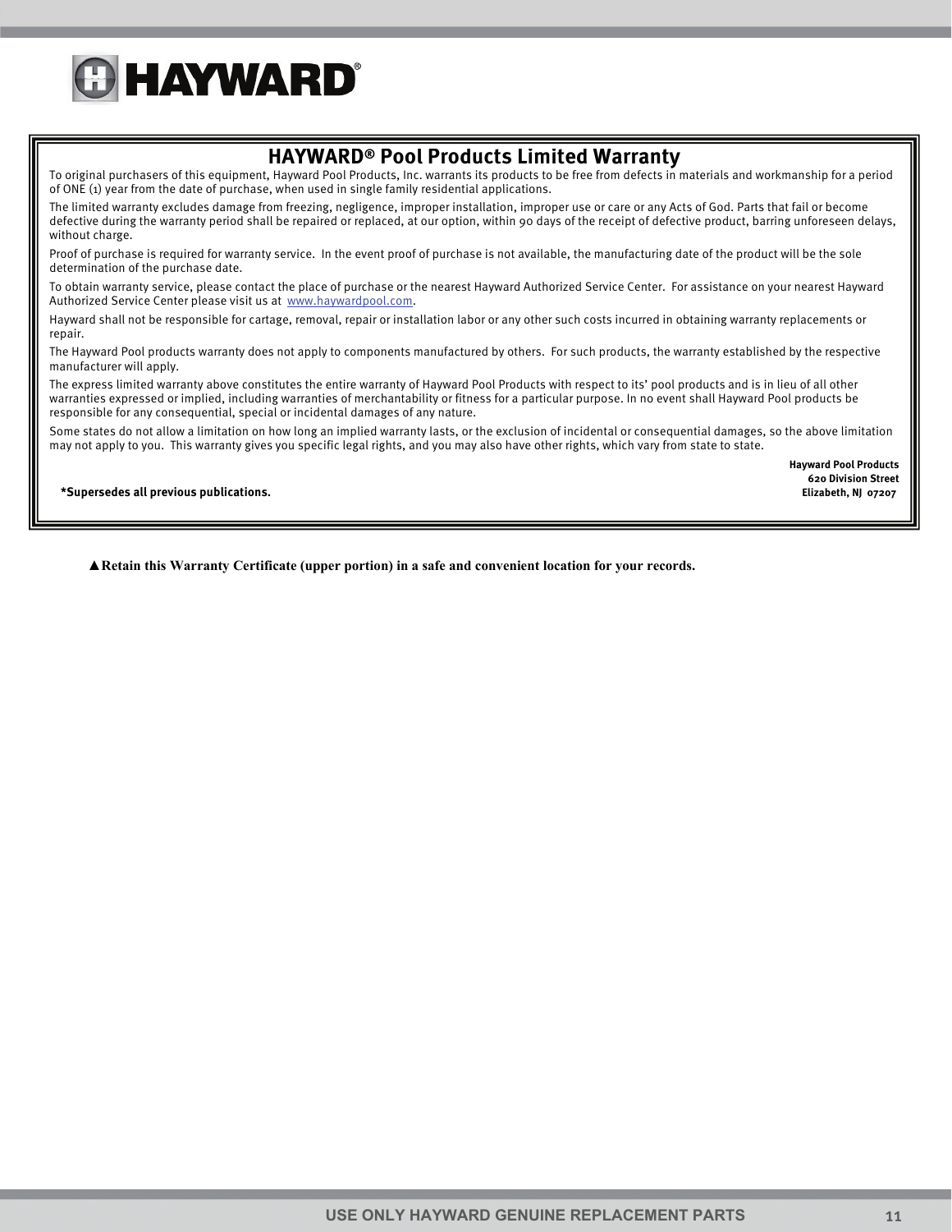# HAYWARD® Pool Products Limited Warranty

To original purchasers of this equipment, Hayward Pool Products, Inc. warrants its products to be free from defects in materials and workmanship for a period of ONE (1) year from the date of purchase, when used in single family residential applications.

The limited warranty excludes damage from freezing, negligence, improper installation, improper use or care or any Acts of God. Parts that fail or become defective during the warranty period shall be repaired or replaced, at our option, within 90 days of the receipt of defective product, barring unforeseen delays, without charge.

Proof of purchase is required for warranty service. In the event proof of purchase is not available, the manufacturing date of the product will be the sole determination of the purchase date.

To obtain warranty service, please contact the place of purchase or the nearest Hayward Authorized Service Center. For assistance on your nearest Hayward Authorized Service Center please visit us at www.haywardpool.com.

Hayward shall not be responsible for cartage, removal, repair or installation labor or any other such costs incurred in obtaining warranty replacements or repair.

The Hayward Pool products warranty does not apply to components manufactured by others. For such products, the warranty established by the respective manufacturer will apply.

The express limited warranty above constitutes the entire warranty of Hayward Pool Products with respect to its' pool products and is in lieu of all other warranties expressed or implied, including warranties of merchantability or fitness for a particular purpose. In no event shall Hayward Pool products be responsible for any consequential, special or incidental damages of any nature.

Some states do not allow a limitation on how long an implied warranty lasts, or the exclusion of incidental or consequential damages, so the above limitation may not apply to you. This warranty gives you specific legal rights, and you may also have other rights, which vary from state to state.

**Hayward Pool Products**
**620 Division Street**
**Elizabeth, NJ 07207**

***Supersedes all previous publications.**

**▲Retain this Warranty Certificate (upper portion) in a safe and convenient location for your records.**

USE ONLY HAYWARD GENUINE REPLACEMENT PARTS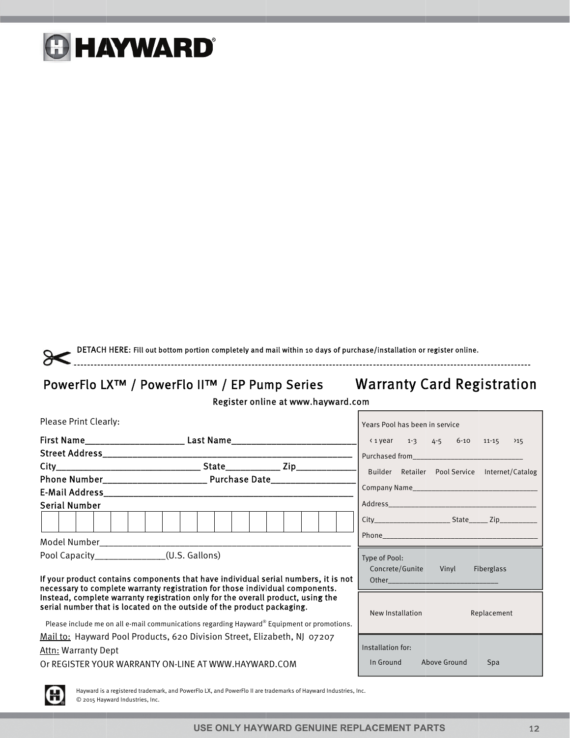DETACH HERE: Fill out bottom portion completely and mail within 10 days of purchase/installation or register online.

## PowerFlo LX™ / PowerFlo II™ / EP Pump Series Warranty Card Registration

Register online at www.hayward.com

Please Print Clearly:

**First Name**____________________ **Last Name**__________________________

**Street Address**_____________________________________________________

**City**______________________________ **State**___________ **Zip**____________

**Phone Number**______________________ **Purchase Date**_________________

**E-Mail Address**_____________________________________________________

**Serial Number**

| | | | | | | | | | | | | | | | | | |
|---|---|---|---|---|---|---|---|---|---|---|---|---|---|---|---|---|---|
| | | | | | | | | | | | | | | | | | |

Model Number_______________________________________________________

Pool Capacity______________(U.S. Gallons)

**If your product contains components that have individual serial numbers, it is not necessary to complete warranty registration for those individual components. Instead, complete warranty registration only for the overall product, using the serial number that is located on the outside of the product packaging.**

Please include me on all e-mail communications regarding Hayward® Equipment or promotions.

Mail to: Hayward Pool Products, 620 Division Street, Elizabeth, NJ 07207

Attn: Warranty Dept

Or REGISTER YOUR WARRANTY ON-LINE AT WWW.HAYWARD.COM

Years Pool has been in service

‹ 1 year 1-3 4-5 6-10 11-15 ›15

Purchased from____________________________

Builder Retailer Pool Service Internet/Catalog

Company Name________________________________

Address_____________________________________

City___________________ State_____ Zip_________

Phone_______________________________________

Type of Pool:

Concrete/Gunite Vinyl Fiberglass

Other___________________________

New Installation Replacement

Installation for:

In Ground Above Ground Spa

Hayward is a registered trademark, and PowerFlo LX, and PowerFlo II are trademarks of Hayward Industries, Inc.

© 2015 Hayward Industries, Inc.

USE ONLY HAYWARD GENUINE REPLACEMENT PARTS